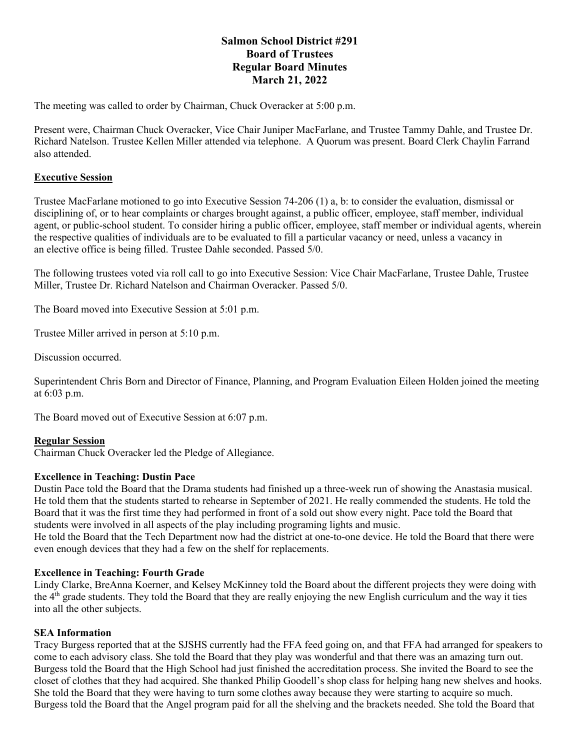# Salmon School District #291
## Board of Trustees
## Regular Board Minutes
## March 21, 2022

The meeting was called to order by Chairman, Chuck Overacker at 5:00 p.m.

Present were, Chairman Chuck Overacker, Vice Chair Juniper MacFarlane, and Trustee Tammy Dahle, and Trustee Dr. Richard Natelson. Trustee Kellen Miller attended via telephone. A Quorum was present. Board Clerk Chaylin Farrand also attended.

### Executive Session

Trustee MacFarlane motioned to go into Executive Session 74-206 (1) a, b: to consider the evaluation, dismissal or disciplining of, or to hear complaints or charges brought against, a public officer, employee, staff member, individual agent, or public-school student. To consider hiring a public officer, employee, staff member or individual agents, wherein the respective qualities of individuals are to be evaluated to fill a particular vacancy or need, unless a vacancy in an elective office is being filled. Trustee Dahle seconded. Passed 5/0.

The following trustees voted via roll call to go into Executive Session: Vice Chair MacFarlane, Trustee Dahle, Trustee Miller, Trustee Dr. Richard Natelson and Chairman Overacker. Passed 5/0.

The Board moved into Executive Session at 5:01 p.m.

Trustee Miller arrived in person at 5:10 p.m.

Discussion occurred.

Superintendent Chris Born and Director of Finance, Planning, and Program Evaluation Eileen Holden joined the meeting at 6:03 p.m.

The Board moved out of Executive Session at 6:07 p.m.

### Regular Session

Chairman Chuck Overacker led the Pledge of Allegiance.

**Excellence in Teaching: Dustin Pace**

Dustin Pace told the Board that the Drama students had finished up a three-week run of showing the Anastasia musical. He told them that the students started to rehearse in September of 2021. He really commended the students. He told the Board that it was the first time they had performed in front of a sold out show every night. Pace told the Board that students were involved in all aspects of the play including programing lights and music.

He told the Board that the Tech Department now had the district at one-to-one device. He told the Board that there were even enough devices that they had a few on the shelf for replacements.

**Excellence in Teaching: Fourth Grade**

Lindy Clarke, BreAnna Koerner, and Kelsey McKinney told the Board about the different projects they were doing with the 4th grade students. They told the Board that they are really enjoying the new English curriculum and the way it ties into all the other subjects.

**SEA Information**

Tracy Burgess reported that at the SJSHS currently had the FFA feed going on, and that FFA had arranged for speakers to come to each advisory class. She told the Board that they play was wonderful and that there was an amazing turn out. Burgess told the Board that the High School had just finished the accreditation process. She invited the Board to see the closet of clothes that they had acquired. She thanked Philip Goodell's shop class for helping hang new shelves and hooks. She told the Board that they were having to turn some clothes away because they were starting to acquire so much. Burgess told the Board that the Angel program paid for all the shelving and the brackets needed. She told the Board that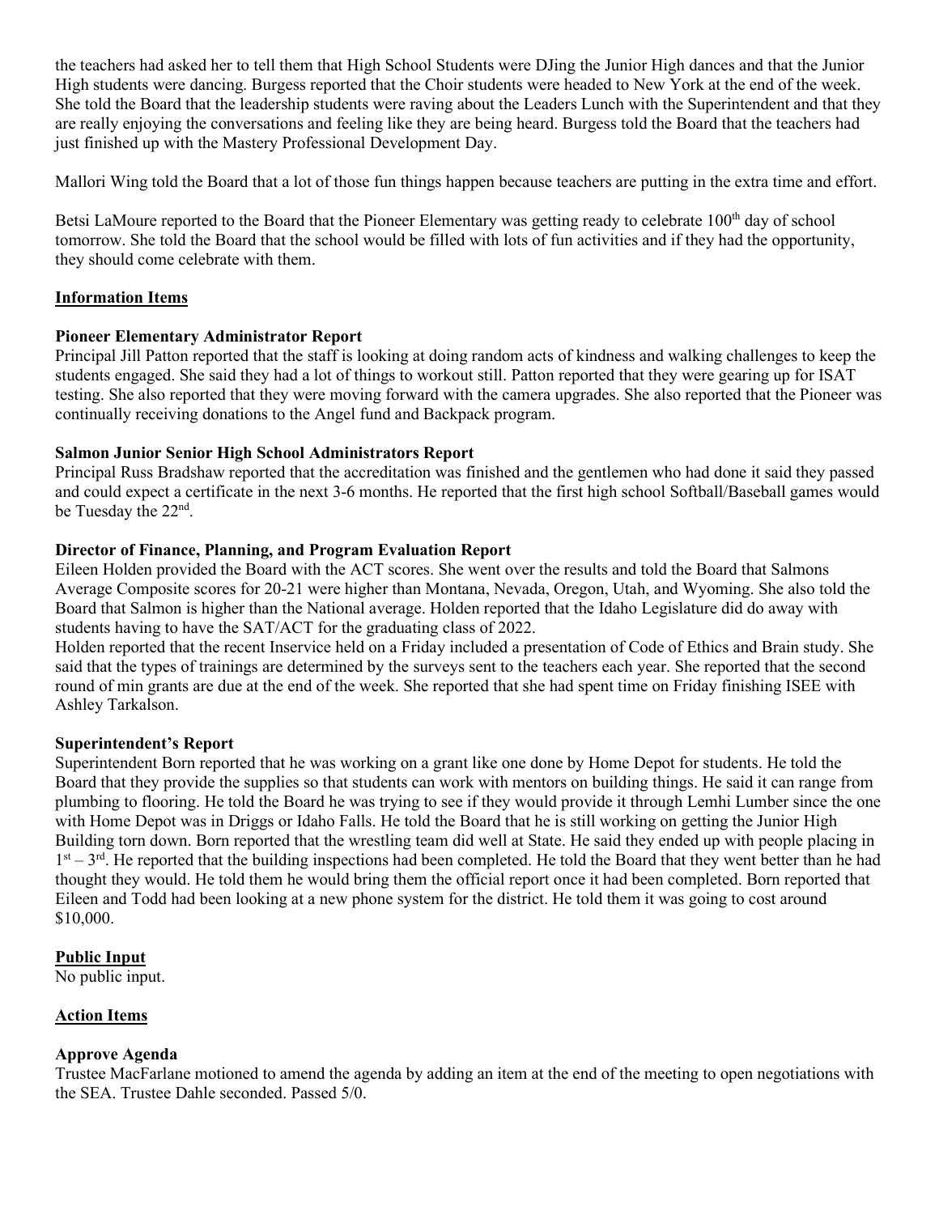the teachers had asked her to tell them that High School Students were DJing the Junior High dances and that the Junior High students were dancing. Burgess reported that the Choir students were headed to New York at the end of the week. She told the Board that the leadership students were raving about the Leaders Lunch with the Superintendent and that they are really enjoying the conversations and feeling like they are being heard. Burgess told the Board that the teachers had just finished up with the Mastery Professional Development Day.

Mallori Wing told the Board that a lot of those fun things happen because teachers are putting in the extra time and effort.

Betsi LaMoure reported to the Board that the Pioneer Elementary was getting ready to celebrate 100th day of school tomorrow. She told the Board that the school would be filled with lots of fun activities and if they had the opportunity, they should come celebrate with them.

## Information Items

### Pioneer Elementary Administrator Report

Principal Jill Patton reported that the staff is looking at doing random acts of kindness and walking challenges to keep the students engaged. She said they had a lot of things to workout still. Patton reported that they were gearing up for ISAT testing. She also reported that they were moving forward with the camera upgrades. She also reported that the Pioneer was continually receiving donations to the Angel fund and Backpack program.

### Salmon Junior Senior High School Administrators Report

Principal Russ Bradshaw reported that the accreditation was finished and the gentlemen who had done it said they passed and could expect a certificate in the next 3-6 months. He reported that the first high school Softball/Baseball games would be Tuesday the 22nd.

### Director of Finance, Planning, and Program Evaluation Report

Eileen Holden provided the Board with the ACT scores. She went over the results and told the Board that Salmons Average Composite scores for 20-21 were higher than Montana, Nevada, Oregon, Utah, and Wyoming. She also told the Board that Salmon is higher than the National average. Holden reported that the Idaho Legislature did do away with students having to have the SAT/ACT for the graduating class of 2022.

Holden reported that the recent Inservice held on a Friday included a presentation of Code of Ethics and Brain study. She said that the types of trainings are determined by the surveys sent to the teachers each year. She reported that the second round of min grants are due at the end of the week. She reported that she had spent time on Friday finishing ISEE with Ashley Tarkalson.

### Superintendent's Report

Superintendent Born reported that he was working on a grant like one done by Home Depot for students. He told the Board that they provide the supplies so that students can work with mentors on building things. He said it can range from plumbing to flooring. He told the Board he was trying to see if they would provide it through Lemhi Lumber since the one with Home Depot was in Driggs or Idaho Falls. He told the Board that he is still working on getting the Junior High Building torn down. Born reported that the wrestling team did well at State. He said they ended up with people placing in 1st – 3rd. He reported that the building inspections had been completed. He told the Board that they went better than he had thought they would. He told them he would bring them the official report once it had been completed. Born reported that Eileen and Todd had been looking at a new phone system for the district. He told them it was going to cost around $10,000.

## Public Input

No public input.

## Action Items

### Approve Agenda

Trustee MacFarlane motioned to amend the agenda by adding an item at the end of the meeting to open negotiations with the SEA. Trustee Dahle seconded. Passed 5/0.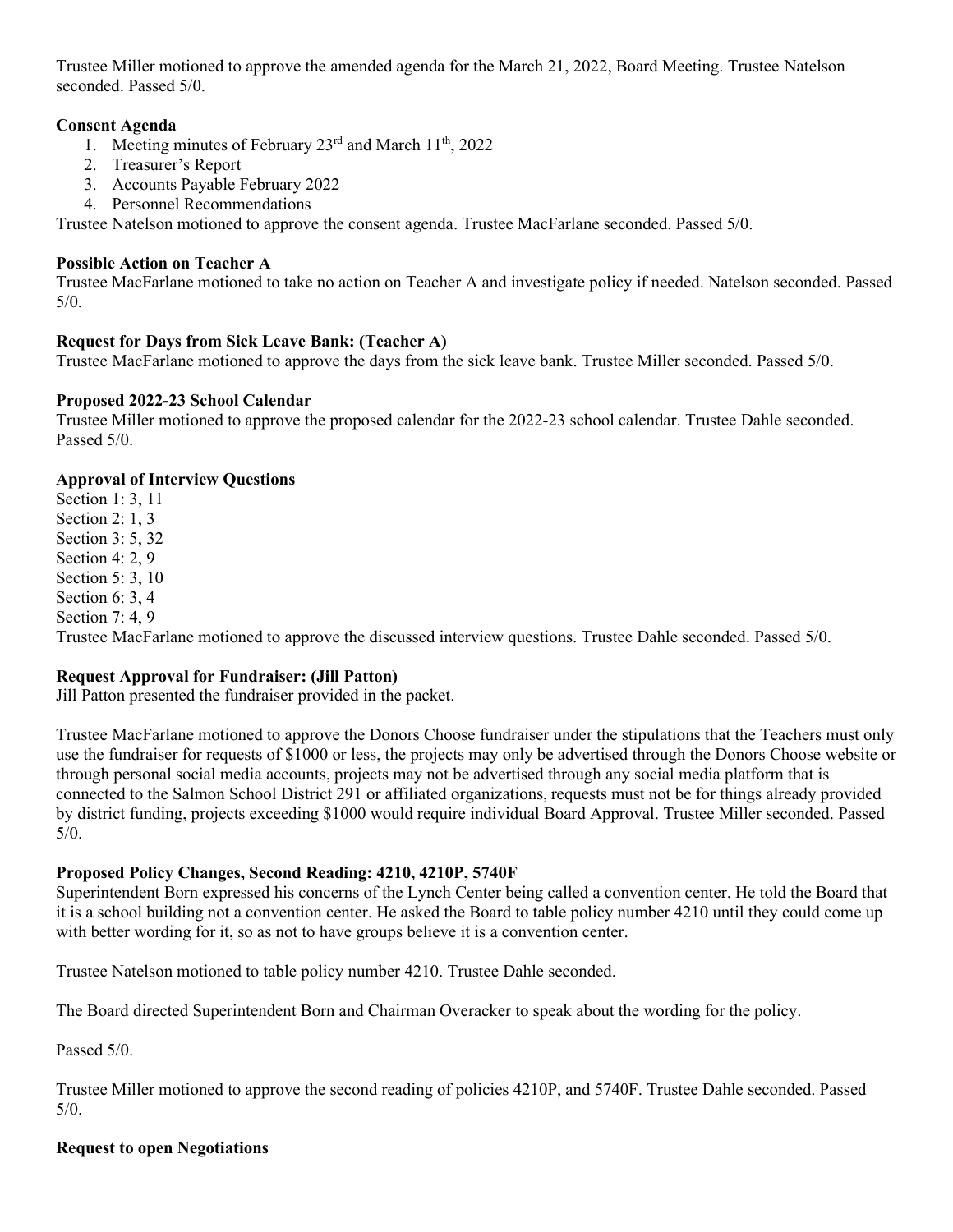Trustee Miller motioned to approve the amended agenda for the March 21, 2022, Board Meeting. Trustee Natelson seconded. Passed 5/0.

**Consent Agenda**

1. Meeting minutes of February 23rd and March 11th, 2022
2. Treasurer's Report
3. Accounts Payable February 2022
4. Personnel Recommendations

Trustee Natelson motioned to approve the consent agenda. Trustee MacFarlane seconded. Passed 5/0.

**Possible Action on Teacher A**

Trustee MacFarlane motioned to take no action on Teacher A and investigate policy if needed. Natelson seconded. Passed 5/0.

**Request for Days from Sick Leave Bank: (Teacher A)**

Trustee MacFarlane motioned to approve the days from the sick leave bank. Trustee Miller seconded. Passed 5/0.

**Proposed 2022-23 School Calendar**

Trustee Miller motioned to approve the proposed calendar for the 2022-23 school calendar. Trustee Dahle seconded. Passed 5/0.

**Approval of Interview Questions**

Section 1: 3, 11
Section 2: 1, 3
Section 3: 5, 32
Section 4: 2, 9
Section 5: 3, 10
Section 6: 3, 4
Section 7: 4, 9

Trustee MacFarlane motioned to approve the discussed interview questions. Trustee Dahle seconded. Passed 5/0.

**Request Approval for Fundraiser: (Jill Patton)**

Jill Patton presented the fundraiser provided in the packet.

Trustee MacFarlane motioned to approve the Donors Choose fundraiser under the stipulations that the Teachers must only use the fundraiser for requests of $1000 or less, the projects may only be advertised through the Donors Choose website or through personal social media accounts, projects may not be advertised through any social media platform that is connected to the Salmon School District 291 or affiliated organizations, requests must not be for things already provided by district funding, projects exceeding $1000 would require individual Board Approval. Trustee Miller seconded. Passed 5/0.

**Proposed Policy Changes, Second Reading: 4210, 4210P, 5740F**

Superintendent Born expressed his concerns of the Lynch Center being called a convention center. He told the Board that it is a school building not a convention center. He asked the Board to table policy number 4210 until they could come up with better wording for it, so as not to have groups believe it is a convention center.

Trustee Natelson motioned to table policy number 4210. Trustee Dahle seconded.

The Board directed Superintendent Born and Chairman Overacker to speak about the wording for the policy.

Passed 5/0.

Trustee Miller motioned to approve the second reading of policies 4210P, and 5740F. Trustee Dahle seconded. Passed 5/0.

**Request to open Negotiations**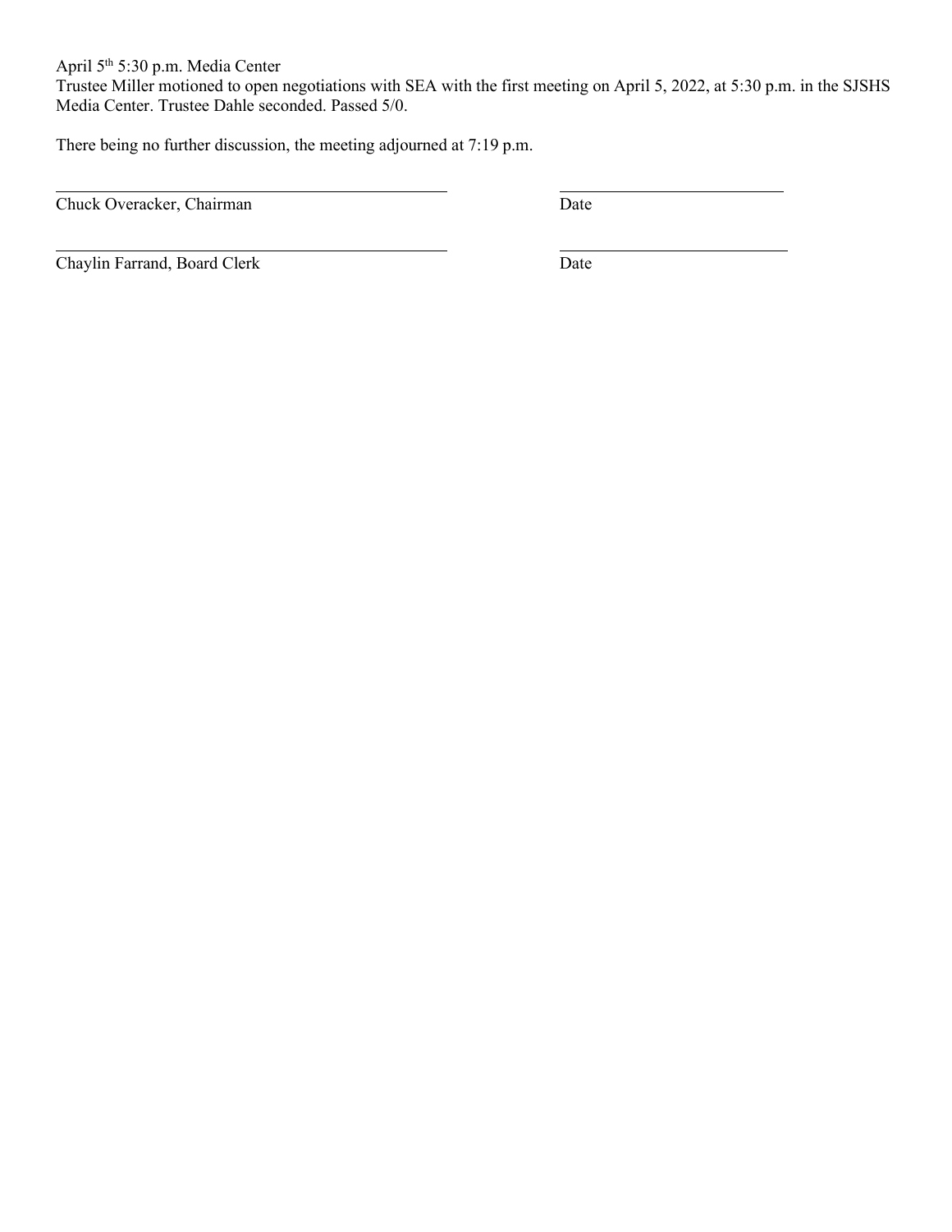April 5th 5:30 p.m. Media Center
Trustee Miller motioned to open negotiations with SEA with the first meeting on April 5, 2022, at 5:30 p.m. in the SJSHS Media Center. Trustee Dahle seconded. Passed 5/0.

There being no further discussion, the meeting adjourned at 7:19 p.m.

______________________________ ______________________
Chuck Overacker, Chairman Date

______________________________ ______________________
Chaylin Farrand, Board Clerk Date